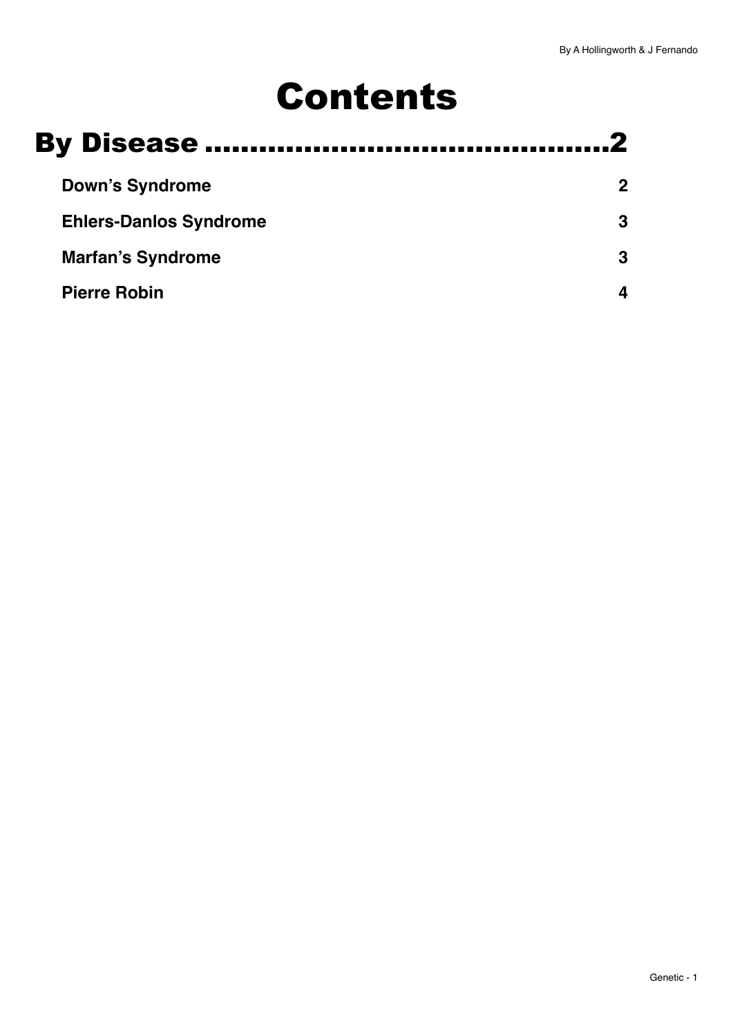# Contents

## By Disease ............................................2

**Down's Syndrome** 2

**Ehlers-Danlos Syndrome** 3

**Marfan's Syndrome** 3

**Pierre Robin** 4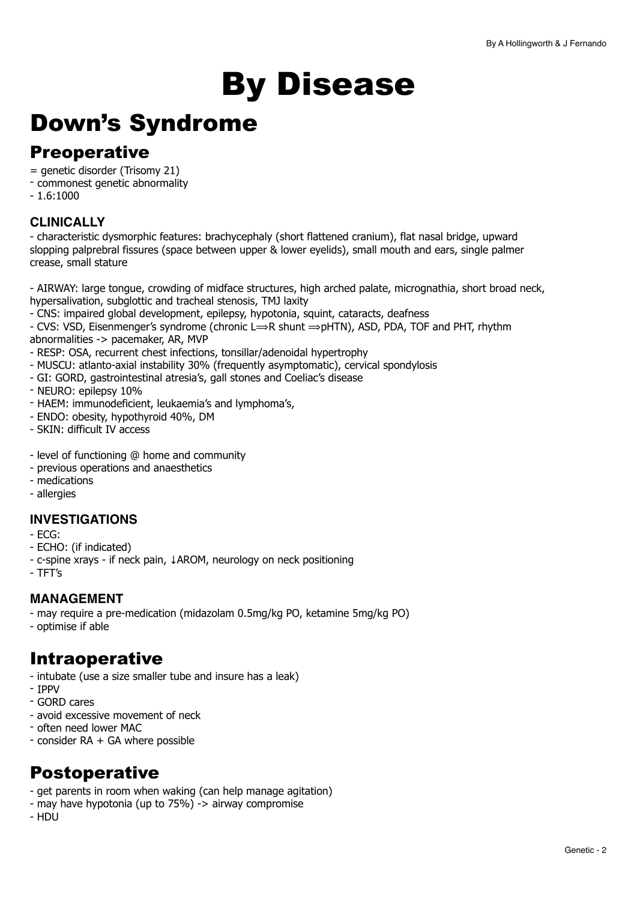# By Disease

# Down's Syndrome

## Preoperative

= genetic disorder (Trisomy 21)
- commonest genetic abnormality
- 1.6:1000

### CLINICALLY

- characteristic dysmorphic features: brachycephaly (short flattened cranium), flat nasal bridge, upward slopping palprebral fissures (space between upper & lower eyelids), small mouth and ears, single palmer crease, small stature

- AIRWAY: large tongue, crowding of midface structures, high arched palate, micrognathia, short broad neck, hypersalivation, subglottic and tracheal stenosis, TMJ laxity
- CNS: impaired global development, epilepsy, hypotonia, squint, cataracts, deafness
- CVS: VSD, Eisenmenger's syndrome (chronic L⟹R shunt ⟹pHTN), ASD, PDA, TOF and PHT, rhythm abnormalities -> pacemaker, AR, MVP
- RESP: OSA, recurrent chest infections, tonsillar/adenoidal hypertrophy
- MUSCU: atlanto-axial instability 30% (frequently asymptomatic), cervical spondylosis
- GI: GORD, gastrointestinal atresia's, gall stones and Coeliac's disease
- NEURO: epilepsy 10%
- HAEM: immunodeficient, leukaemia's and lymphoma's,
- ENDO: obesity, hypothyroid 40%, DM
- SKIN: difficult IV access

- level of functioning @ home and community
- previous operations and anaesthetics
- medications
- allergies

### INVESTIGATIONS

- ECG:
- ECHO: (if indicated)
- c-spine xrays - if neck pain, ↓AROM, neurology on neck positioning
- TFT's

### MANAGEMENT

- may require a pre-medication (midazolam 0.5mg/kg PO, ketamine 5mg/kg PO)
- optimise if able

## Intraoperative

- intubate (use a size smaller tube and insure has a leak)
- IPPV
- GORD cares
- avoid excessive movement of neck
- often need lower MAC
- consider RA + GA where possible

## Postoperative

- get parents in room when waking (can help manage agitation)
- may have hypotonia (up to 75%) -> airway compromise
- HDU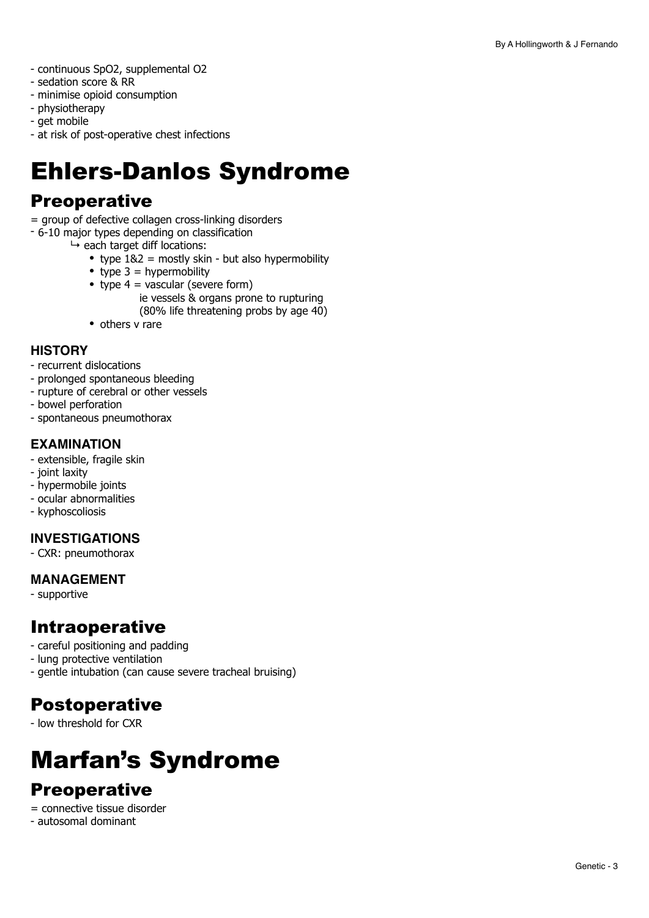- continuous SpO2, supplemental O2
- sedation score & RR
- minimise opioid consumption
- physiotherapy
- get mobile
- at risk of post-operative chest infections

# Ehlers-Danlos Syndrome

## Preoperative

= group of defective collagen cross-linking disorders

- 6-10 major types depending on classification
    - ↳ each target diff locations:
        - type 1&2 = mostly skin - but also hypermobility
        - type 3 = hypermobility
        - type 4 = vascular (severe form)
          ie vessels & organs prone to rupturing
          (80% life threatening probs by age 40)
        - others v rare

### HISTORY

- recurrent dislocations
- prolonged spontaneous bleeding
- rupture of cerebral or other vessels
- bowel perforation
- spontaneous pneumothorax

### EXAMINATION

- extensible, fragile skin
- joint laxity
- hypermobile joints
- ocular abnormalities
- kyphoscoliosis

### INVESTIGATIONS

- CXR: pneumothorax

### MANAGEMENT

- supportive

## Intraoperative

- careful positioning and padding
- lung protective ventilation
- gentle intubation (can cause severe tracheal bruising)

## Postoperative

- low threshold for CXR

# Marfan's Syndrome

## Preoperative

= connective tissue disorder

- autosomal dominant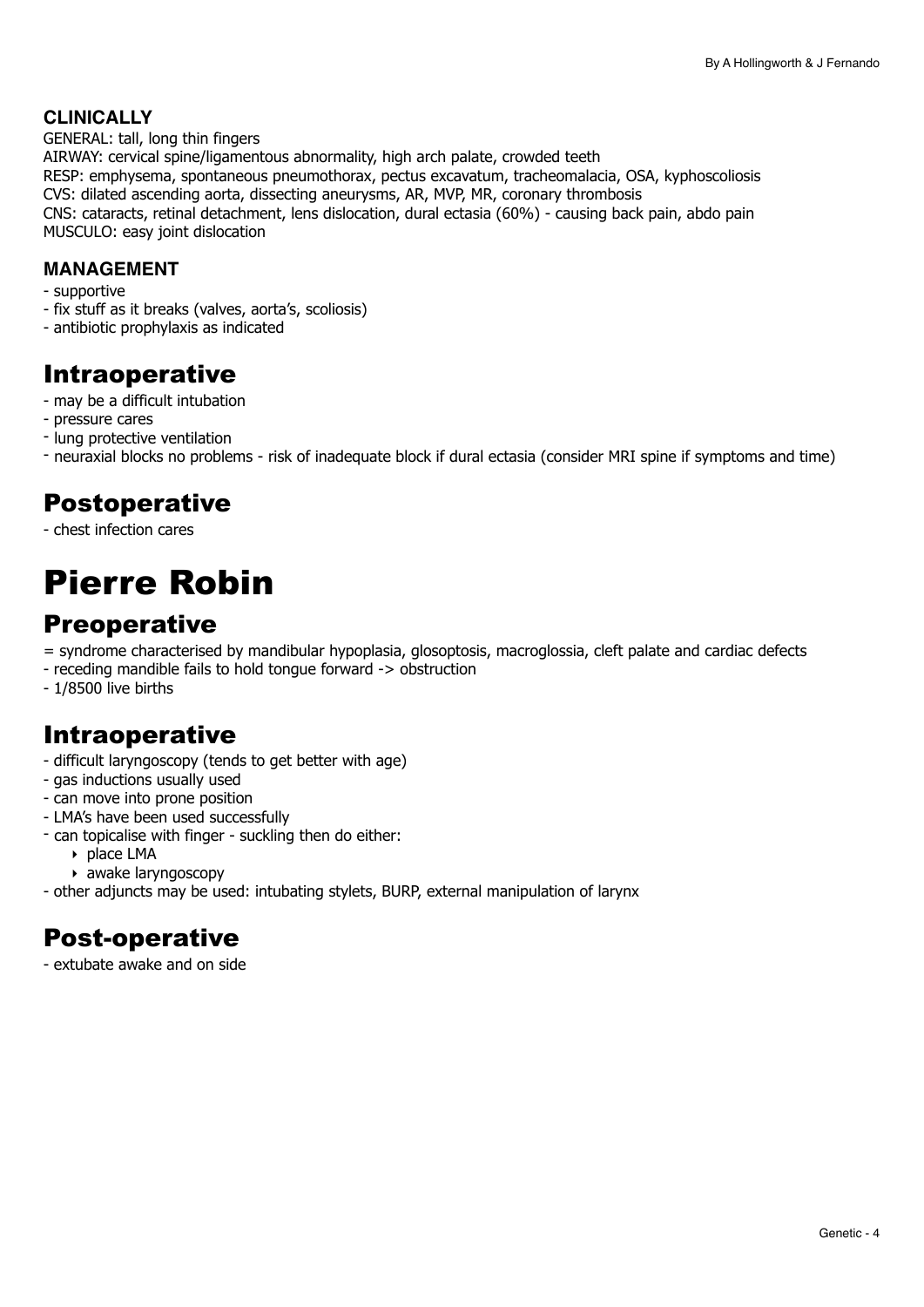**CLINICALLY**

GENERAL: tall, long thin fingers
AIRWAY: cervical spine/ligamentous abnormality, high arch palate, crowded teeth
RESP: emphysema, spontaneous pneumothorax, pectus excavatum, tracheomalacia, OSA, kyphoscoliosis
CVS: dilated ascending aorta, dissecting aneurysms, AR, MVP, MR, coronary thrombosis
CNS: cataracts, retinal detachment, lens dislocation, dural ectasia (60%) - causing back pain, abdo pain
MUSCULO: easy joint dislocation

**MANAGEMENT**

- supportive
- fix stuff as it breaks (valves, aorta's, scoliosis)
- antibiotic prophylaxis as indicated

## Intraoperative

- may be a difficult intubation
- pressure cares
- lung protective ventilation
- neuraxial blocks no problems - risk of inadequate block if dural ectasia (consider MRI spine if symptoms and time)

## Postoperative

- chest infection cares

# Pierre Robin

## Preoperative

= syndrome characterised by mandibular hypoplasia, glosoptosis, macroglossia, cleft palate and cardiac defects
- receding mandible fails to hold tongue forward -> obstruction
- 1/8500 live births

## Intraoperative

- difficult laryngoscopy (tends to get better with age)
- gas inductions usually used
- can move into prone position
- LMA's have been used successfully
- can topicalise with finger - suckling then do either:
    - place LMA
    - awake laryngoscopy
- other adjuncts may be used: intubating stylets, BURP, external manipulation of larynx

## Post-operative

- extubate awake and on side